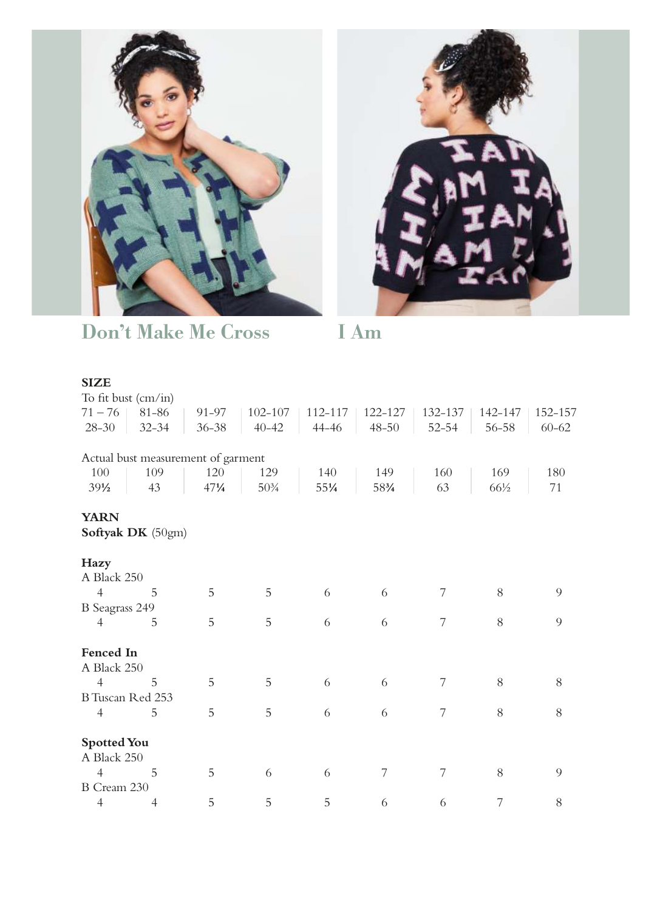## Don't Make Me Cross

## I Am

**SIZE**

To fit bust (cm/in)

| 71 – 76 | 81-86 | 91-97 | 102-107 | 112-117 | 122-127 | 132-137 | 142-147 | 152-157 |
|---|---|---|---|---|---|---|---|---|
| 28-30 | 32-34 | 36-38 | 40-42 | 44-46 | 48-50 | 52-54 | 56-58 | 60-62 |

Actual bust measurement of garment

| 100 | 109 | 120 | 129 | 140 | 149 | 160 | 169 | 180 |
|---|---|---|---|---|---|---|---|---|
| 39½ | 43 | 47¼ | 50¾ | 55¼ | 58¾ | 63 | 66½ | 71 |

**YARN**

**Softyak DK** (50gm)

**Hazy**

| | | | | | | | | |
|---|---|---|---|---|---|---|---|---|
| A Black 250 | | | | | | | | |
| 4 | 5 | 5 | 5 | 6 | 6 | 7 | 8 | 9 |
| B Seagrass 249 | | | | | | | | |
| 4 | 5 | 5 | 5 | 6 | 6 | 7 | 8 | 9 |

**Fenced In**

| | | | | | | | | |
|---|---|---|---|---|---|---|---|---|
| A Black 250 | | | | | | | | |
| 4 | 5 | 5 | 5 | 6 | 6 | 7 | 8 | 8 |
| B Tuscan Red 253 | | | | | | | | |
| 4 | 5 | 5 | 5 | 6 | 6 | 7 | 8 | 8 |

**Spotted You**

| | | | | | | | | |
|---|---|---|---|---|---|---|---|---|
| A Black 250 | | | | | | | | |
| 4 | 5 | 5 | 6 | 6 | 7 | 7 | 8 | 9 |
| B Cream 230 | | | | | | | | |
| 4 | 4 | 5 | 5 | 5 | 6 | 6 | 7 | 8 |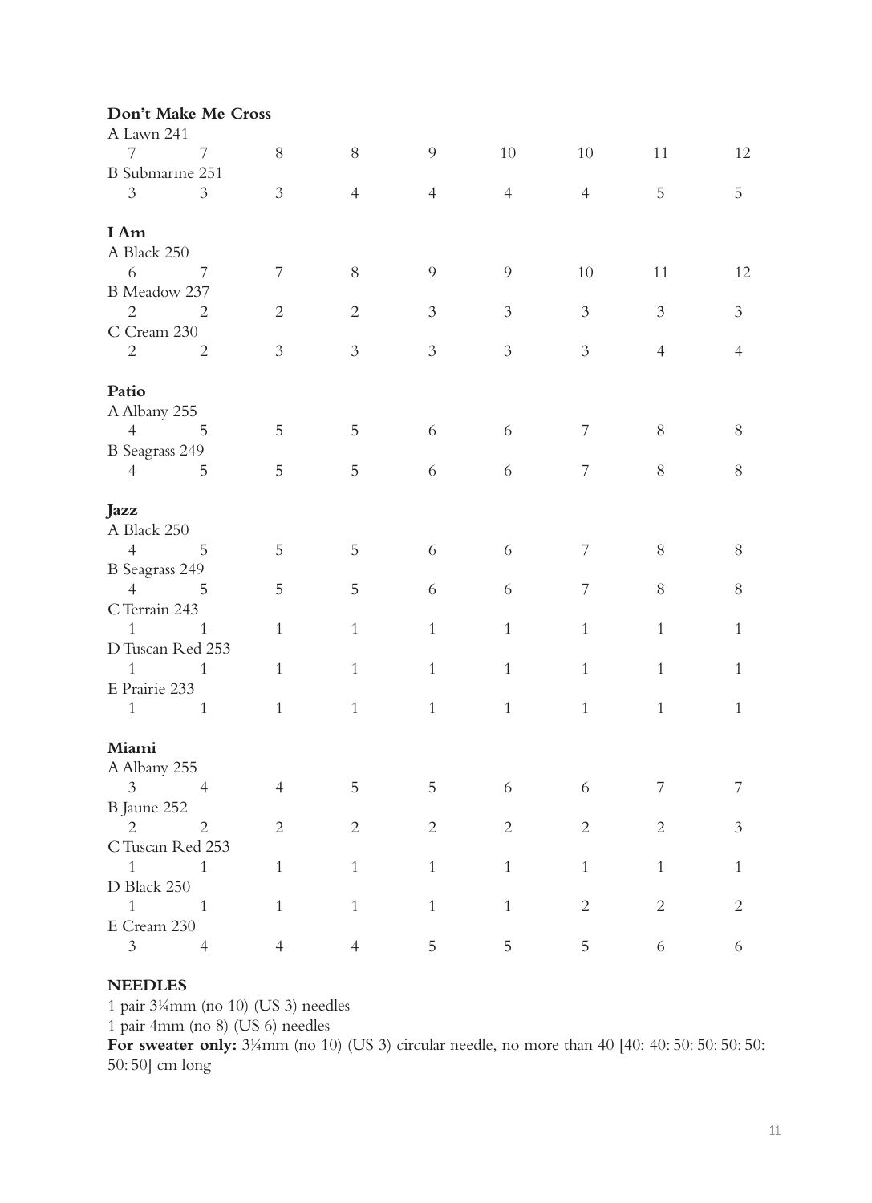**Don't Make Me Cross**

A Lawn 241

| | | | | | | | | |
|---|---|---|---|---|---|---|---|---|
| 7 | 7 | 8 | 8 | 9 | 10 | 10 | 11 | 12 |

B Submarine 251

| | | | | | | | | |
|---|---|---|---|---|---|---|---|---|
| 3 | 3 | 3 | 4 | 4 | 4 | 4 | 5 | 5 |

**I Am**

A Black 250

| | | | | | | | | |
|---|---|---|---|---|---|---|---|---|
| 6 | 7 | 7 | 8 | 9 | 9 | 10 | 11 | 12 |

B Meadow 237

| | | | | | | | | |
|---|---|---|---|---|---|---|---|---|
| 2 | 2 | 2 | 2 | 3 | 3 | 3 | 3 | 3 |

C Cream 230

| | | | | | | | | |
|---|---|---|---|---|---|---|---|---|
| 2 | 2 | 3 | 3 | 3 | 3 | 3 | 4 | 4 |

**Patio**

A Albany 255

| | | | | | | | | |
|---|---|---|---|---|---|---|---|---|
| 4 | 5 | 5 | 5 | 6 | 6 | 7 | 8 | 8 |

B Seagrass 249

| | | | | | | | | |
|---|---|---|---|---|---|---|---|---|
| 4 | 5 | 5 | 5 | 6 | 6 | 7 | 8 | 8 |

**Jazz**

A Black 250

| | | | | | | | | |
|---|---|---|---|---|---|---|---|---|
| 4 | 5 | 5 | 5 | 6 | 6 | 7 | 8 | 8 |

B Seagrass 249

| | | | | | | | | |
|---|---|---|---|---|---|---|---|---|
| 4 | 5 | 5 | 5 | 6 | 6 | 7 | 8 | 8 |

C Terrain 243

| | | | | | | | | |
|---|---|---|---|---|---|---|---|---|
| 1 | 1 | 1 | 1 | 1 | 1 | 1 | 1 | 1 |

D Tuscan Red 253

| | | | | | | | | |
|---|---|---|---|---|---|---|---|---|
| 1 | 1 | 1 | 1 | 1 | 1 | 1 | 1 | 1 |

E Prairie 233

| | | | | | | | | |
|---|---|---|---|---|---|---|---|---|
| 1 | 1 | 1 | 1 | 1 | 1 | 1 | 1 | 1 |

**Miami**

A Albany 255

| | | | | | | | | |
|---|---|---|---|---|---|---|---|---|
| 3 | 4 | 4 | 5 | 5 | 6 | 6 | 7 | 7 |

B Jaune 252

| | | | | | | | | |
|---|---|---|---|---|---|---|---|---|
| 2 | 2 | 2 | 2 | 2 | 2 | 2 | 2 | 3 |

C Tuscan Red 253

| | | | | | | | | |
|---|---|---|---|---|---|---|---|---|
| 1 | 1 | 1 | 1 | 1 | 1 | 1 | 1 | 1 |

D Black 250

| | | | | | | | | |
|---|---|---|---|---|---|---|---|---|
| 1 | 1 | 1 | 1 | 1 | 1 | 2 | 2 | 2 |

E Cream 230

| | | | | | | | | |
|---|---|---|---|---|---|---|---|---|
| 3 | 4 | 4 | 4 | 5 | 5 | 5 | 6 | 6 |

**NEEDLES**

1 pair 3¼mm (no 10) (US 3) needles
1 pair 4mm (no 8) (US 6) needles
**For sweater only:** 3¼mm (no 10) (US 3) circular needle, no more than 40 [40: 40: 50: 50: 50: 50: 50: 50] cm long